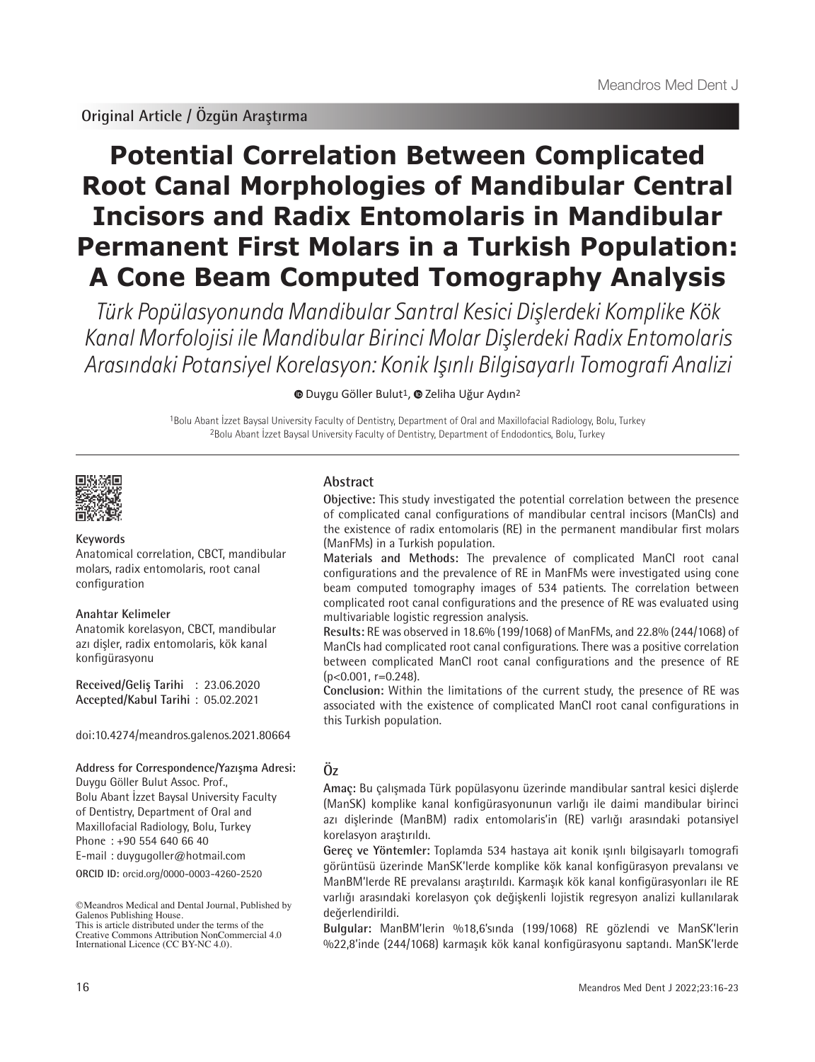Original Article / Özgün Araştırma

# Potential Correlation Between Complicated Root Canal Morphologies of Mandibular Central Incisors and Radix Entomolaris in Mandibular Permanent First Molars in a Turkish Population: A Cone Beam Computed Tomography Analysis

*Türk Popülasyonunda Mandibular Santral Kesici Dişlerdeki Komplike Kök Kanal Morfolojisi ile Mandibular Birinci Molar Dişlerdeki Radix Entomolaris Arasındaki Potansiyel Korelasyon: Konik Işınlı Bilgisayarlı Tomografi Analizi*

Duygu Göller Bulut[1], Zeliha Uğur Aydın[2]

[1]Bolu Abant İzzet Baysal University Faculty of Dentistry, Department of Oral and Maxillofacial Radiology, Bolu, Turkey
[2]Bolu Abant İzzet Baysal University Faculty of Dentistry, Department of Endodontics, Bolu, Turkey

**Keywords**
Anatomical correlation, CBCT, mandibular molars, radix entomolaris, root canal configuration

**Anahtar Kelimeler**
Anatomik korelasyon, CBCT, mandibular azı dişler, radix entomolaris, kök kanal konfigürasyonu

**Received/Geliş Tarihi** : 23.06.2020
**Accepted/Kabul Tarihi** : 05.02.2021

doi:10.4274/meandros.galenos.2021.80664

**Address for Correspondence/Yazışma Adresi:**
Duygu Göller Bulut Assoc. Prof.,
Bolu Abant İzzet Baysal University Faculty of Dentistry, Department of Oral and Maxillofacial Radiology, Bolu, Turkey
Phone : +90 554 640 66 40
E-mail : duygugoller@hotmail.com
**ORCID ID:** orcid.org/0000-0003-4260-2520

©Meandros Medical and Dental Journal, Published by Galenos Publishing House.
This is article distributed under the terms of the Creative Commons Attribution NonCommercial 4.0 International Licence (CC BY-NC 4.0).

## Abstract

**Objective:** This study investigated the potential correlation between the presence of complicated canal configurations of mandibular central incisors (ManCIs) and the existence of radix entomolaris (RE) in the permanent mandibular first molars (ManFMs) in a Turkish population.

**Materials and Methods:** The prevalence of complicated ManCI root canal configurations and the prevalence of RE in ManFMs were investigated using cone beam computed tomography images of 534 patients. The correlation between complicated root canal configurations and the presence of RE was evaluated using multivariable logistic regression analysis.

**Results:** RE was observed in 18.6% (199/1068) of ManFMs, and 22.8% (244/1068) of ManCIs had complicated root canal configurations. There was a positive correlation between complicated ManCI root canal configurations and the presence of RE ($p<0.001$, $r=0.248$).

**Conclusion:** Within the limitations of the current study, the presence of RE was associated with the existence of complicated ManCI root canal configurations in this Turkish population.

## Öz

**Amaç:** Bu çalışmada Türk popülasyonu üzerinde mandibular santral kesici dişlerde (ManSK) komplike kanal konfigürasyonunun varlığı ile daimi mandibular birinci azı dişlerinde (ManBM) radix entomolaris'in (RE) varlığı arasındaki potansiyel korelasyon araştırıldı.

**Gereç ve Yöntemler:** Toplamda 534 hastaya ait konik ışınlı bilgisayarlı tomografi görüntüsü üzerinde ManSK'lerde komplike kök kanal konfigürasyon prevalansı ve ManBM'lerde RE prevalansı araştırıldı. Karmaşık kök kanal konfigürasyonları ile RE varlığı arasındaki korelasyon çok değişkenli lojistik regresyon analizi kullanılarak değerlendirildi.

**Bulgular:** ManBM'lerin %18,6'sında (199/1068) RE gözlendi ve ManSK'lerin %22,8'inde (244/1068) karmaşık kök kanal konfigürasyonu saptandı. ManSK'lerde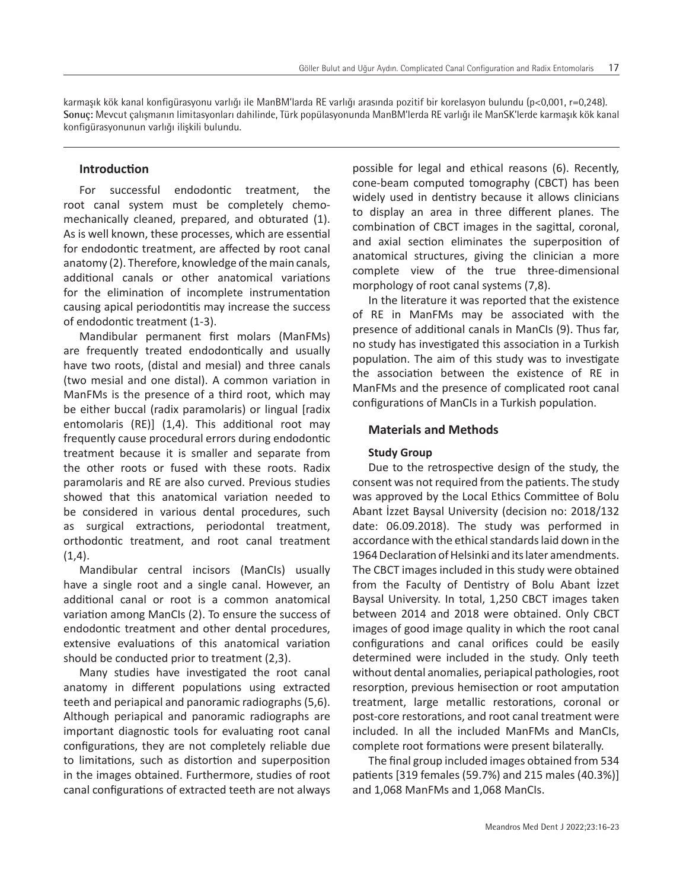karmaşık kök kanal konfigürasyonu varlığı ile ManBM'larda RE varlığı arasında pozitif bir korelasyon bulundu ($p<0{,}001$, $r=0{,}248$).
**Sonuç:** Mevcut çalışmanın limitasyonları dahilinde, Türk popülasyonunda ManBM'lerda RE varlığı ile ManSK'lerde karmaşık kök kanal konfigürasyonunun varlığı ilişkili bulundu.

## Introduction

For successful endodontic treatment, the root canal system must be completely chemo-mechanically cleaned, prepared, and obturated (1). As is well known, these processes, which are essential for endodontic treatment, are affected by root canal anatomy (2). Therefore, knowledge of the main canals, additional canals or other anatomical variations for the elimination of incomplete instrumentation causing apical periodontitis may increase the success of endodontic treatment (1-3).

Mandibular permanent first molars (ManFMs) are frequently treated endodontically and usually have two roots, (distal and mesial) and three canals (two mesial and one distal). A common variation in ManFMs is the presence of a third root, which may be either buccal (radix paramolaris) or lingual [radix entomolaris (RE)] (1,4). This additional root may frequently cause procedural errors during endodontic treatment because it is smaller and separate from the other roots or fused with these roots. Radix paramolaris and RE are also curved. Previous studies showed that this anatomical variation needed to be considered in various dental procedures, such as surgical extractions, periodontal treatment, orthodontic treatment, and root canal treatment (1,4).

Mandibular central incisors (ManCIs) usually have a single root and a single canal. However, an additional canal or root is a common anatomical variation among ManCIs (2). To ensure the success of endodontic treatment and other dental procedures, extensive evaluations of this anatomical variation should be conducted prior to treatment (2,3).

Many studies have investigated the root canal anatomy in different populations using extracted teeth and periapical and panoramic radiographs (5,6). Although periapical and panoramic radiographs are important diagnostic tools for evaluating root canal configurations, they are not completely reliable due to limitations, such as distortion and superposition in the images obtained. Furthermore, studies of root canal configurations of extracted teeth are not always possible for legal and ethical reasons (6). Recently, cone-beam computed tomography (CBCT) has been widely used in dentistry because it allows clinicians to display an area in three different planes. The combination of CBCT images in the sagittal, coronal, and axial section eliminates the superposition of anatomical structures, giving the clinician a more complete view of the true three-dimensional morphology of root canal systems (7,8).

In the literature it was reported that the existence of RE in ManFMs may be associated with the presence of additional canals in ManCIs (9). Thus far, no study has investigated this association in a Turkish population. The aim of this study was to investigate the association between the existence of RE in ManFMs and the presence of complicated root canal configurations of ManCIs in a Turkish population.

## Materials and Methods

### Study Group

Due to the retrospective design of the study, the consent was not required from the patients. The study was approved by the Local Ethics Committee of Bolu Abant İzzet Baysal University (decision no: 2018/132 date: 06.09.2018). The study was performed in accordance with the ethical standards laid down in the 1964 Declaration of Helsinki and its later amendments. The CBCT images included in this study were obtained from the Faculty of Dentistry of Bolu Abant İzzet Baysal University. In total, 1,250 CBCT images taken between 2014 and 2018 were obtained. Only CBCT images of good image quality in which the root canal configurations and canal orifices could be easily determined were included in the study. Only teeth without dental anomalies, periapical pathologies, root resorption, previous hemisection or root amputation treatment, large metallic restorations, coronal or post-core restorations, and root canal treatment were included. In all the included ManFMs and ManCIs, complete root formations were present bilaterally.

The final group included images obtained from 534 patients [319 females (59.7%) and 215 males (40.3%)] and 1,068 ManFMs and 1,068 ManCIs.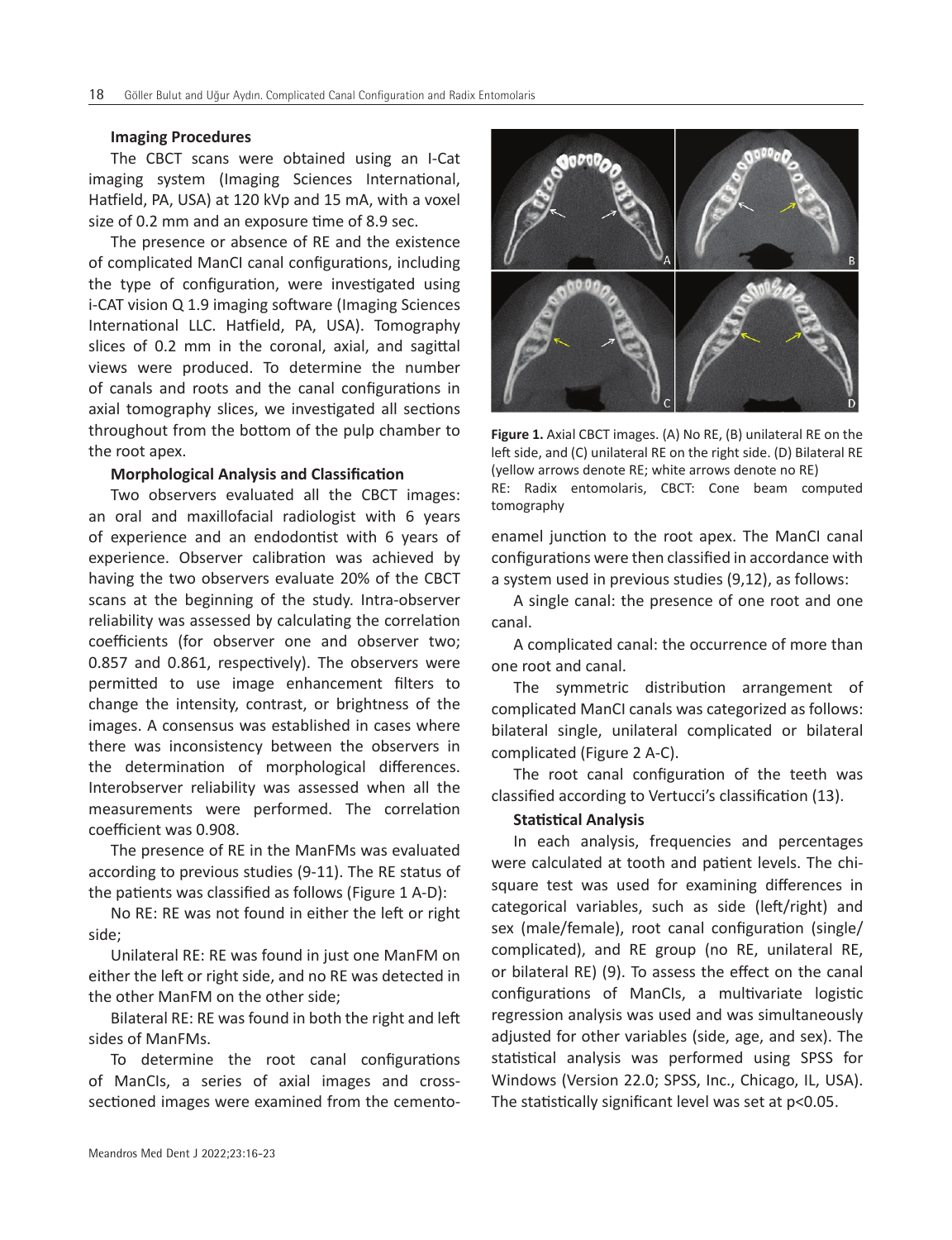**Imaging Procedures**

The CBCT scans were obtained using an I-Cat imaging system (Imaging Sciences International, Hatfield, PA, USA) at 120 kVp and 15 mA, with a voxel size of 0.2 mm and an exposure time of 8.9 sec.

The presence or absence of RE and the existence of complicated ManCI canal configurations, including the type of configuration, were investigated using i-CAT vision Q 1.9 imaging software (Imaging Sciences International LLC. Hatfield, PA, USA). Tomography slices of 0.2 mm in the coronal, axial, and sagittal views were produced. To determine the number of canals and roots and the canal configurations in axial tomography slices, we investigated all sections throughout from the bottom of the pulp chamber to the root apex.

**Morphological Analysis and Classification**

Two observers evaluated all the CBCT images: an oral and maxillofacial radiologist with 6 years of experience and an endodontist with 6 years of experience. Observer calibration was achieved by having the two observers evaluate 20% of the CBCT scans at the beginning of the study. Intra-observer reliability was assessed by calculating the correlation coefficients (for observer one and observer two; 0.857 and 0.861, respectively). The observers were permitted to use image enhancement filters to change the intensity, contrast, or brightness of the images. A consensus was established in cases where there was inconsistency between the observers in the determination of morphological differences. Interobserver reliability was assessed when all the measurements were performed. The correlation coefficient was 0.908.

The presence of RE in the ManFMs was evaluated according to previous studies (9-11). The RE status of the patients was classified as follows (Figure 1 A-D):

No RE: RE was not found in either the left or right side;

Unilateral RE: RE was found in just one ManFM on either the left or right side, and no RE was detected in the other ManFM on the other side;

Bilateral RE: RE was found in both the right and left sides of ManFMs.

To determine the root canal configurations of ManCIs, a series of axial images and cross-sectioned images were examined from the cemento-enamel junction to the root apex. The ManCI canal configurations were then classified in accordance with a system used in previous studies (9,12), as follows:

**Figure 1.** Axial CBCT images. (A) No RE, (B) unilateral RE on the left side, and (C) unilateral RE on the right side. (D) Bilateral RE (yellow arrows denote RE; white arrows denote no RE)
RE: Radix entomolaris, CBCT: Cone beam computed tomography

A single canal: the presence of one root and one canal.

A complicated canal: the occurrence of more than one root and canal.

The symmetric distribution arrangement of complicated ManCI canals was categorized as follows: bilateral single, unilateral complicated or bilateral complicated (Figure 2 A-C).

The root canal configuration of the teeth was classified according to Vertucci's classification (13).

**Statistical Analysis**

In each analysis, frequencies and percentages were calculated at tooth and patient levels. The chi-square test was used for examining differences in categorical variables, such as side (left/right) and sex (male/female), root canal configuration (single/complicated), and RE group (no RE, unilateral RE, or bilateral RE) (9). To assess the effect on the canal configurations of ManCIs, a multivariate logistic regression analysis was used and was simultaneously adjusted for other variables (side, age, and sex). The statistical analysis was performed using SPSS for Windows (Version 22.0; SPSS, Inc., Chicago, IL, USA). The statistically significant level was set at $p<0.05$.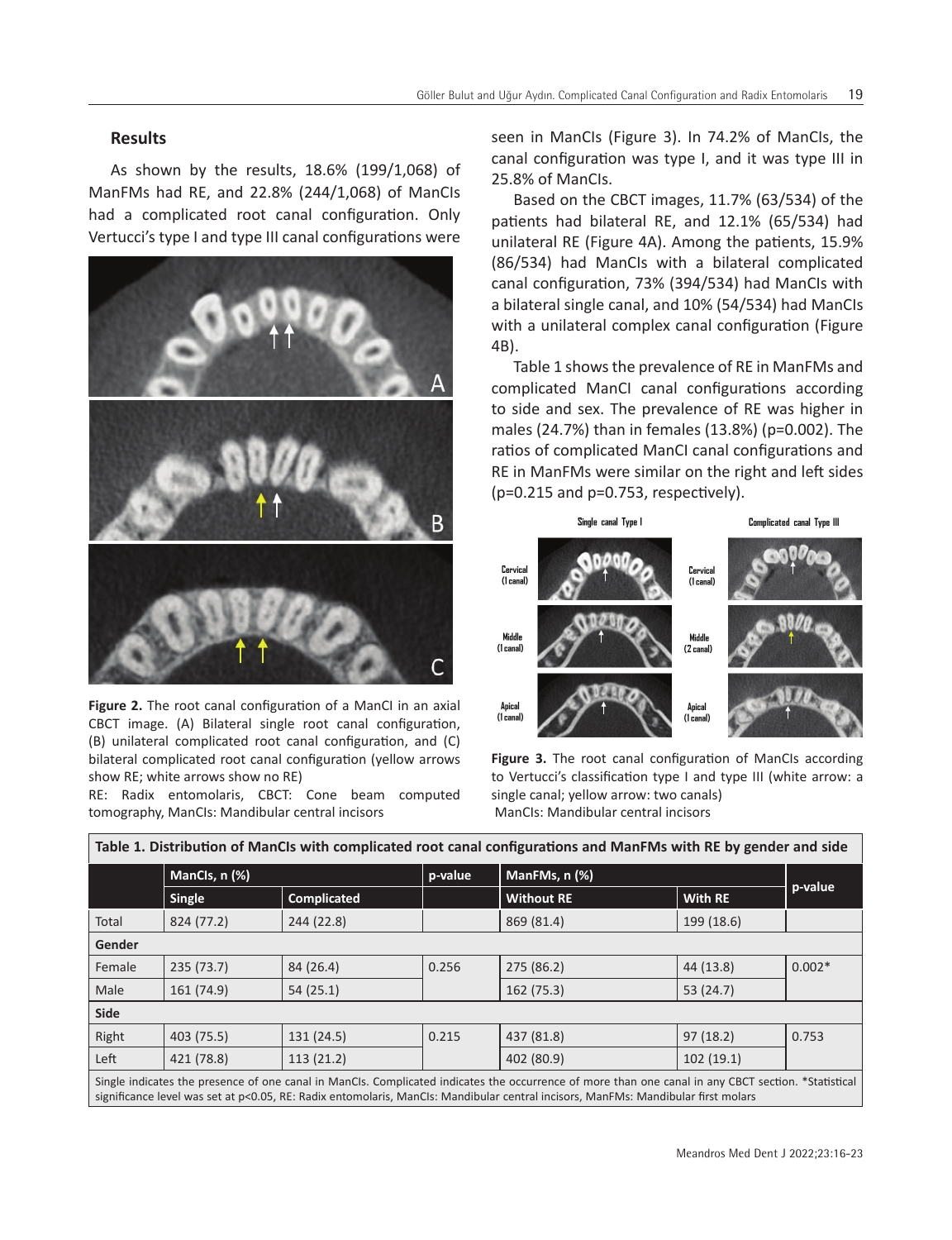## Results

As shown by the results, 18.6% (199/1,068) of ManFMs had RE, and 22.8% (244/1,068) of ManCIs had a complicated root canal configuration. Only Vertucci's type I and type III canal configurations were seen in ManCIs (Figure 3). In 74.2% of ManCIs, the canal configuration was type I, and it was type III in 25.8% of ManCIs.

Based on the CBCT images, 11.7% (63/534) of the patients had bilateral RE, and 12.1% (65/534) had unilateral RE (Figure 4A). Among the patients, 15.9% (86/534) had ManCIs with a bilateral complicated canal configuration, 73% (394/534) had ManCIs with a bilateral single canal, and 10% (54/534) had ManCIs with a unilateral complex canal configuration (Figure 4B).

Table 1 shows the prevalence of RE in ManFMs and complicated ManCI canal configurations according to side and sex. The prevalence of RE was higher in males (24.7%) than in females (13.8%) (p=0.002). The ratios of complicated ManCI canal configurations and RE in ManFMs were similar on the right and left sides (p=0.215 and p=0.753, respectively).

A

B

C

**Figure 2.** The root canal configuration of a ManCI in an axial CBCT image. (A) Bilateral single root canal configuration, (B) unilateral complicated root canal configuration, and (C) bilateral complicated root canal configuration (yellow arrows show RE; white arrows show no RE)

RE: Radix entomolaris, CBCT: Cone beam computed tomography, ManCIs: Mandibular central incisors

Single canal Type I

Complicated canal Type III

Cervical (I canal)

Middle (I canal)

Apical (I canal)

Cervical (I canal)

Middle (2 canal)

Apical (I canal)

**Figure 3.** The root canal configuration of ManCIs according to Vertucci's classification type I and type III (white arrow: a single canal; yellow arrow: two canals)

ManCIs: Mandibular central incisors

**Table 1. Distribution of ManCIs with complicated root canal configurations and ManFMs with RE by gender and side**

| | ManCIs, n (%) | | p-value | ManFMs, n (%) | | p-value |
|---|---|---|---|---|---|---|
| | Single | Complicated | | Without RE | With RE | |
| Total | 824 (77.2) | 244 (22.8) | | 869 (81.4) | 199 (18.6) | |
| **Gender** | | | | | | |
| Female | 235 (73.7) | 84 (26.4) | 0.256 | 275 (86.2) | 44 (13.8) | 0.002* |
| Male | 161 (74.9) | 54 (25.1) | | 162 (75.3) | 53 (24.7) | |
| **Side** | | | | | | |
| Right | 403 (75.5) | 131 (24.5) | 0.215 | 437 (81.8) | 97 (18.2) | 0.753 |
| Left | 421 (78.8) | 113 (21.2) | | 402 (80.9) | 102 (19.1) | |

Single indicates the presence of one canal in ManCIs. Complicated indicates the occurrence of more than one canal in any CBCT section. *Statistical significance level was set at p<0.05, RE: Radix entomolaris, ManCIs: Mandibular central incisors, ManFMs: Mandibular first molars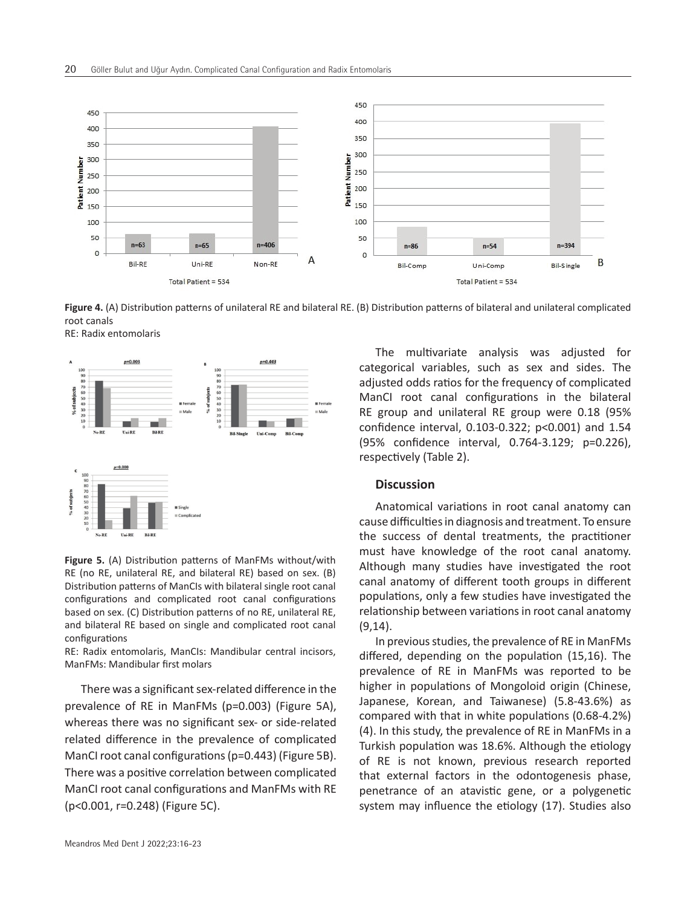**Figure 4.** (A) Distribution patterns of unilateral RE and bilateral RE. (B) Distribution patterns of bilateral and unilateral complicated root canals

RE: Radix entomolaris

**Figure 5.** (A) Distribution patterns of ManFMs without/with RE (no RE, unilateral RE, and bilateral RE) based on sex. (B) Distribution patterns of ManCIs with bilateral single root canal configurations and complicated root canal configurations based on sex. (C) Distribution patterns of no RE, unilateral RE, and bilateral RE based on single and complicated root canal configurations

RE: Radix entomolaris, ManCIs: Mandibular central incisors, ManFMs: Mandibular first molars

There was a significant sex-related difference in the prevalence of RE in ManFMs ($p=0.003$) (Figure 5A), whereas there was no significant sex- or side-related related difference in the prevalence of complicated ManCI root canal configurations ($p=0.443$) (Figure 5B). There was a positive correlation between complicated ManCI root canal configurations and ManFMs with RE ($p<0.001$, $r=0.248$) (Figure 5C).

The multivariate analysis was adjusted for categorical variables, such as sex and sides. The adjusted odds ratios for the frequency of complicated ManCI root canal configurations in the bilateral RE group and unilateral RE group were 0.18 (95% confidence interval, 0.103-0.322; $p<0.001$) and 1.54 (95% confidence interval, 0.764-3.129; $p=0.226$), respectively (Table 2).

## Discussion

Anatomical variations in root canal anatomy can cause difficulties in diagnosis and treatment. To ensure the success of dental treatments, the practitioner must have knowledge of the root canal anatomy. Although many studies have investigated the root canal anatomy of different tooth groups in different populations, only a few studies have investigated the relationship between variations in root canal anatomy (9,14).

In previous studies, the prevalence of RE in ManFMs differed, depending on the population (15,16). The prevalence of RE in ManFMs was reported to be higher in populations of Mongoloid origin (Chinese, Japanese, Korean, and Taiwanese) (5.8-43.6%) as compared with that in white populations (0.68-4.2%) (4). In this study, the prevalence of RE in ManFMs in a Turkish population was 18.6%. Although the etiology of RE is not known, previous research reported that external factors in the odontogenesis phase, penetrance of an atavistic gene, or a polygenetic system may influence the etiology (17). Studies also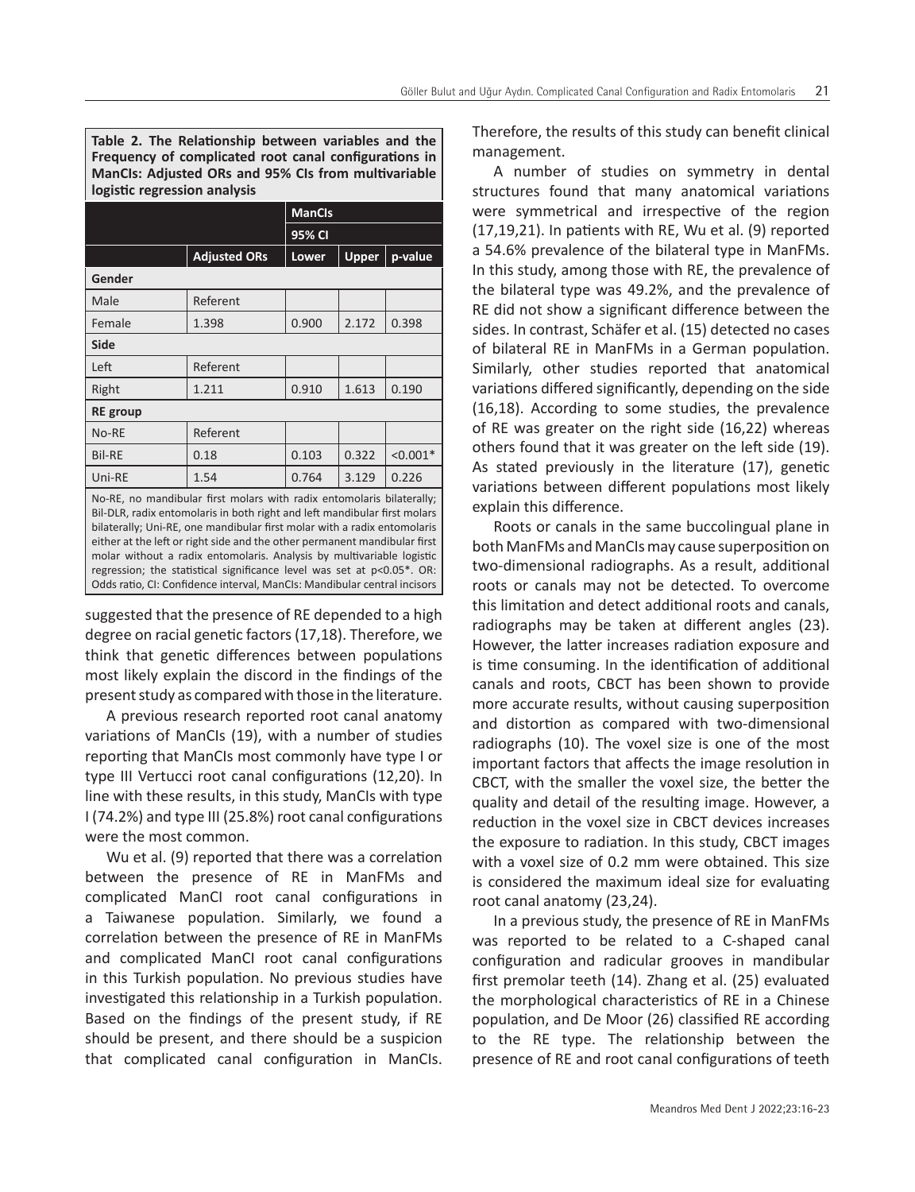**Table 2. The Relationship between variables and the Frequency of complicated root canal configurations in ManCIs: Adjusted ORs and 95% CIs from multivariable logistic regression analysis**

| | | ManCIs | | |
|---|---|---|---|---|
| | | 95% CI | | |
| | Adjusted ORs | Lower | Upper | p-value |
| **Gender** | | | | |
| Male | Referent | | | |
| Female | 1.398 | 0.900 | 2.172 | 0.398 |
| **Side** | | | | |
| Left | Referent | | | |
| Right | 1.211 | 0.910 | 1.613 | 0.190 |
| **RE group** | | | | |
| No-RE | Referent | | | |
| Bil-RE | 0.18 | 0.103 | 0.322 | <0.001* |
| Uni-RE | 1.54 | 0.764 | 3.129 | 0.226 |

No-RE, no mandibular first molars with radix entomolaris bilaterally; Bil-DLR, radix entomolaris in both right and left mandibular first molars bilaterally; Uni-RE, one mandibular first molar with a radix entomolaris either at the left or right side and the other permanent mandibular first molar without a radix entomolaris. Analysis by multivariable logistic regression; the statistical significance level was set at p<0.05*. OR: Odds ratio, CI: Confidence interval, ManCIs: Mandibular central incisors

suggested that the presence of RE depended to a high degree on racial genetic factors (17,18). Therefore, we think that genetic differences between populations most likely explain the discord in the findings of the present study as compared with those in the literature.

A previous research reported root canal anatomy variations of ManCIs (19), with a number of studies reporting that ManCIs most commonly have type I or type III Vertucci root canal configurations (12,20). In line with these results, in this study, ManCIs with type I (74.2%) and type III (25.8%) root canal configurations were the most common.

Wu et al. (9) reported that there was a correlation between the presence of RE in ManFMs and complicated ManCI root canal configurations in a Taiwanese population. Similarly, we found a correlation between the presence of RE in ManFMs and complicated ManCI root canal configurations in this Turkish population. No previous studies have investigated this relationship in a Turkish population. Based on the findings of the present study, if RE should be present, and there should be a suspicion that complicated canal configuration in ManCIs. Therefore, the results of this study can benefit clinical management.

A number of studies on symmetry in dental structures found that many anatomical variations were symmetrical and irrespective of the region (17,19,21). In patients with RE, Wu et al. (9) reported a 54.6% prevalence of the bilateral type in ManFMs. In this study, among those with RE, the prevalence of the bilateral type was 49.2%, and the prevalence of RE did not show a significant difference between the sides. In contrast, Schäfer et al. (15) detected no cases of bilateral RE in ManFMs in a German population. Similarly, other studies reported that anatomical variations differed significantly, depending on the side (16,18). According to some studies, the prevalence of RE was greater on the right side (16,22) whereas others found that it was greater on the left side (19). As stated previously in the literature (17), genetic variations between different populations most likely explain this difference.

Roots or canals in the same buccolingual plane in both ManFMs and ManCIs may cause superposition on two-dimensional radiographs. As a result, additional roots or canals may not be detected. To overcome this limitation and detect additional roots and canals, radiographs may be taken at different angles (23). However, the latter increases radiation exposure and is time consuming. In the identification of additional canals and roots, CBCT has been shown to provide more accurate results, without causing superposition and distortion as compared with two-dimensional radiographs (10). The voxel size is one of the most important factors that affects the image resolution in CBCT, with the smaller the voxel size, the better the quality and detail of the resulting image. However, a reduction in the voxel size in CBCT devices increases the exposure to radiation. In this study, CBCT images with a voxel size of 0.2 mm were obtained. This size is considered the maximum ideal size for evaluating root canal anatomy (23,24).

In a previous study, the presence of RE in ManFMs was reported to be related to a C-shaped canal configuration and radicular grooves in mandibular first premolar teeth (14). Zhang et al. (25) evaluated the morphological characteristics of RE in a Chinese population, and De Moor (26) classified RE according to the RE type. The relationship between the presence of RE and root canal configurations of teeth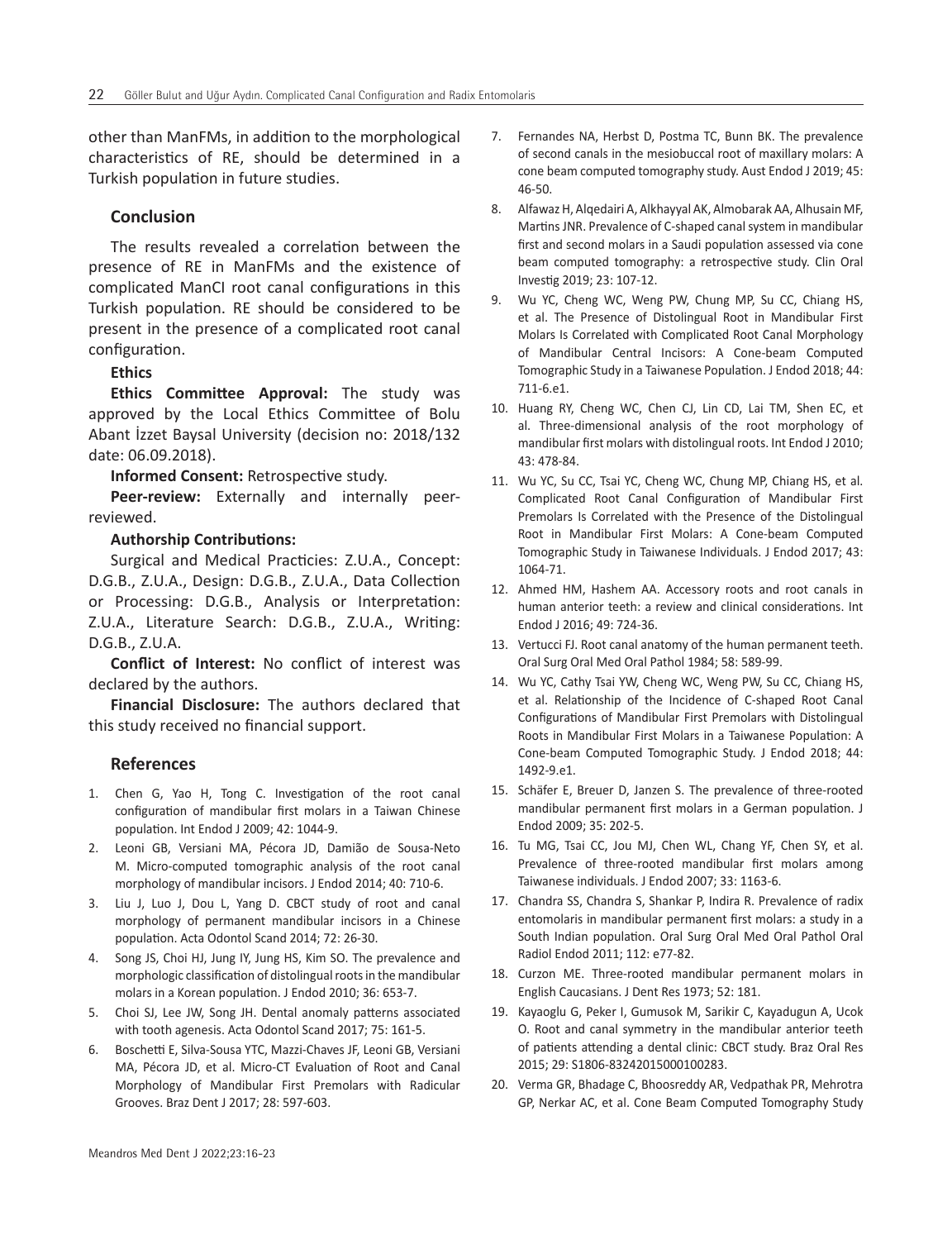other than ManFMs, in addition to the morphological characteristics of RE, should be determined in a Turkish population in future studies.

## Conclusion

The results revealed a correlation between the presence of RE in ManFMs and the existence of complicated ManCI root canal configurations in this Turkish population. RE should be considered to be present in the presence of a complicated root canal configuration.

**Ethics**

**Ethics Committee Approval:** The study was approved by the Local Ethics Committee of Bolu Abant İzzet Baysal University (decision no: 2018/132 date: 06.09.2018).

**Informed Consent:** Retrospective study.

**Peer-review:** Externally and internally peer-reviewed.

**Authorship Contributions:**

Surgical and Medical Practicies: Z.U.A., Concept: D.G.B., Z.U.A., Design: D.G.B., Z.U.A., Data Collection or Processing: D.G.B., Analysis or Interpretation: Z.U.A., Literature Search: D.G.B., Z.U.A., Writing: D.G.B., Z.U.A.

**Conflict of Interest:** No conflict of interest was declared by the authors.

**Financial Disclosure:** The authors declared that this study received no financial support.

## References

1. Chen G, Yao H, Tong C. Investigation of the root canal configuration of mandibular first molars in a Taiwan Chinese population. Int Endod J 2009; 42: 1044-9.
2. Leoni GB, Versiani MA, Pécora JD, Damião de Sousa-Neto M. Micro-computed tomographic analysis of the root canal morphology of mandibular incisors. J Endod 2014; 40: 710-6.
3. Liu J, Luo J, Dou L, Yang D. CBCT study of root and canal morphology of permanent mandibular incisors in a Chinese population. Acta Odontol Scand 2014; 72: 26-30.
4. Song JS, Choi HJ, Jung IY, Jung HS, Kim SO. The prevalence and morphologic classification of distolingual roots in the mandibular molars in a Korean population. J Endod 2010; 36: 653-7.
5. Choi SJ, Lee JW, Song JH. Dental anomaly patterns associated with tooth agenesis. Acta Odontol Scand 2017; 75: 161-5.
6. Boschetti E, Silva-Sousa YTC, Mazzi-Chaves JF, Leoni GB, Versiani MA, Pécora JD, et al. Micro-CT Evaluation of Root and Canal Morphology of Mandibular First Premolars with Radicular Grooves. Braz Dent J 2017; 28: 597-603.
7. Fernandes NA, Herbst D, Postma TC, Bunn BK. The prevalence of second canals in the mesiobuccal root of maxillary molars: A cone beam computed tomography study. Aust Endod J 2019; 45: 46-50.
8. Alfawaz H, Alqedairi A, Alkhayyal AK, Almobarak AA, Alhusain MF, Martins JNR. Prevalence of C-shaped canal system in mandibular first and second molars in a Saudi population assessed via cone beam computed tomography: a retrospective study. Clin Oral Investig 2019; 23: 107-12.
9. Wu YC, Cheng WC, Weng PW, Chung MP, Su CC, Chiang HS, et al. The Presence of Distolingual Root in Mandibular First Molars Is Correlated with Complicated Root Canal Morphology of Mandibular Central Incisors: A Cone-beam Computed Tomographic Study in a Taiwanese Population. J Endod 2018; 44: 711-6.e1.
10. Huang RY, Cheng WC, Chen CJ, Lin CD, Lai TM, Shen EC, et al. Three-dimensional analysis of the root morphology of mandibular first molars with distolingual roots. Int Endod J 2010; 43: 478-84.
11. Wu YC, Su CC, Tsai YC, Cheng WC, Chung MP, Chiang HS, et al. Complicated Root Canal Configuration of Mandibular First Premolars Is Correlated with the Presence of the Distolingual Root in Mandibular First Molars: A Cone-beam Computed Tomographic Study in Taiwanese Individuals. J Endod 2017; 43: 1064-71.
12. Ahmed HM, Hashem AA. Accessory roots and root canals in human anterior teeth: a review and clinical considerations. Int Endod J 2016; 49: 724-36.
13. Vertucci FJ. Root canal anatomy of the human permanent teeth. Oral Surg Oral Med Oral Pathol 1984; 58: 589-99.
14. Wu YC, Cathy Tsai YW, Cheng WC, Weng PW, Su CC, Chiang HS, et al. Relationship of the Incidence of C-shaped Root Canal Configurations of Mandibular First Premolars with Distolingual Roots in Mandibular First Molars in a Taiwanese Population: A Cone-beam Computed Tomographic Study. J Endod 2018; 44: 1492-9.e1.
15. Schäfer E, Breuer D, Janzen S. The prevalence of three-rooted mandibular permanent first molars in a German population. J Endod 2009; 35: 202-5.
16. Tu MG, Tsai CC, Jou MJ, Chen WL, Chang YF, Chen SY, et al. Prevalence of three-rooted mandibular first molars among Taiwanese individuals. J Endod 2007; 33: 1163-6.
17. Chandra SS, Chandra S, Shankar P, Indira R. Prevalence of radix entomolaris in mandibular permanent first molars: a study in a South Indian population. Oral Surg Oral Med Oral Pathol Oral Radiol Endod 2011; 112: e77-82.
18. Curzon ME. Three-rooted mandibular permanent molars in English Caucasians. J Dent Res 1973; 52: 181.
19. Kayaoglu G, Peker I, Gumusok M, Sarikir C, Kayadugun A, Ucok O. Root and canal symmetry in the mandibular anterior teeth of patients attending a dental clinic: CBCT study. Braz Oral Res 2015; 29: S1806-83242015000100283.
20. Verma GR, Bhadage C, Bhoosreddy AR, Vedpathak PR, Mehrotra GP, Nerkar AC, et al. Cone Beam Computed Tomography Study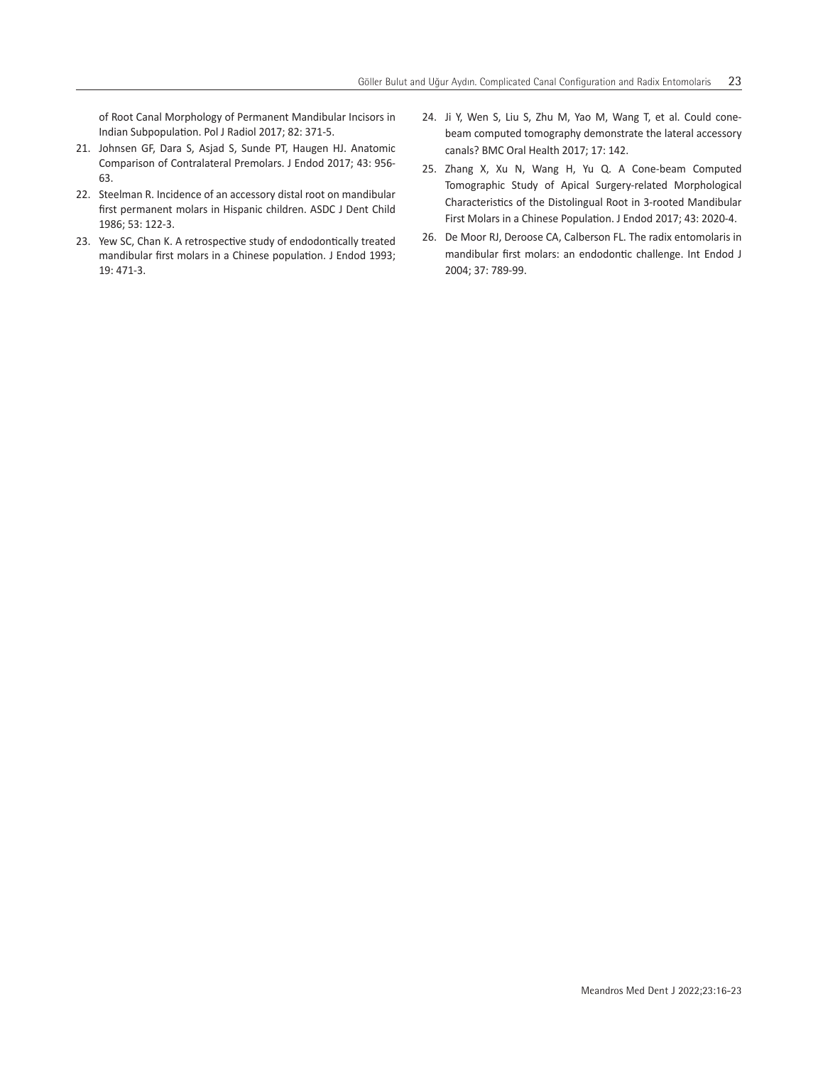of Root Canal Morphology of Permanent Mandibular Incisors in Indian Subpopulation. Pol J Radiol 2017; 82: 371-5.

21. Johnsen GF, Dara S, Asjad S, Sunde PT, Haugen HJ. Anatomic Comparison of Contralateral Premolars. J Endod 2017; 43: 956-63.
22. Steelman R. Incidence of an accessory distal root on mandibular first permanent molars in Hispanic children. ASDC J Dent Child 1986; 53: 122-3.
23. Yew SC, Chan K. A retrospective study of endodontically treated mandibular first molars in a Chinese population. J Endod 1993; 19: 471-3.
24. Ji Y, Wen S, Liu S, Zhu M, Yao M, Wang T, et al. Could cone-beam computed tomography demonstrate the lateral accessory canals? BMC Oral Health 2017; 17: 142.
25. Zhang X, Xu N, Wang H, Yu Q. A Cone-beam Computed Tomographic Study of Apical Surgery-related Morphological Characteristics of the Distolingual Root in 3-rooted Mandibular First Molars in a Chinese Population. J Endod 2017; 43: 2020-4.
26. De Moor RJ, Deroose CA, Calberson FL. The radix entomolaris in mandibular first molars: an endodontic challenge. Int Endod J 2004; 37: 789-99.